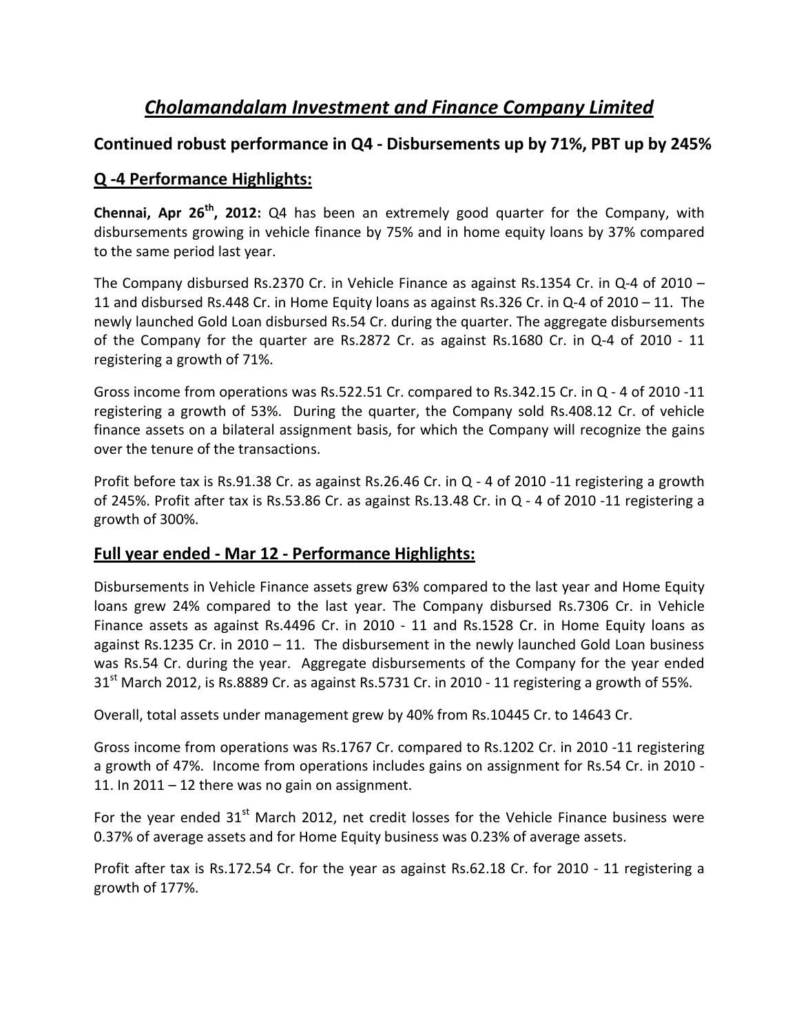# *Cholamandalam Investment and Finance Company Limited*

## Continued robust performance in Q4 - Disbursements up by 71%, PBT up by 245%

## Q -4 Performance Highlights:

**Chennai, Apr 26th, 2012:** Q4 has been an extremely good quarter for the Company, with disbursements growing in vehicle finance by 75% and in home equity loans by 37% compared to the same period last year.

The Company disbursed Rs.2370 Cr. in Vehicle Finance as against Rs.1354 Cr. in Q-4 of 2010 – 11 and disbursed Rs.448 Cr. in Home Equity loans as against Rs.326 Cr. in Q-4 of 2010 – 11. The newly launched Gold Loan disbursed Rs.54 Cr. during the quarter. The aggregate disbursements of the Company for the quarter are Rs.2872 Cr. as against Rs.1680 Cr. in Q-4 of 2010 - 11 registering a growth of 71%.

Gross income from operations was Rs.522.51 Cr. compared to Rs.342.15 Cr. in Q - 4 of 2010 -11 registering a growth of 53%. During the quarter, the Company sold Rs.408.12 Cr. of vehicle finance assets on a bilateral assignment basis, for which the Company will recognize the gains over the tenure of the transactions.

Profit before tax is Rs.91.38 Cr. as against Rs.26.46 Cr. in Q - 4 of 2010 -11 registering a growth of 245%. Profit after tax is Rs.53.86 Cr. as against Rs.13.48 Cr. in Q - 4 of 2010 -11 registering a growth of 300%.

## Full year ended - Mar 12 - Performance Highlights:

Disbursements in Vehicle Finance assets grew 63% compared to the last year and Home Equity loans grew 24% compared to the last year. The Company disbursed Rs.7306 Cr. in Vehicle Finance assets as against Rs.4496 Cr. in 2010 - 11 and Rs.1528 Cr. in Home Equity loans as against Rs.1235 Cr. in 2010 – 11. The disbursement in the newly launched Gold Loan business was Rs.54 Cr. during the year. Aggregate disbursements of the Company for the year ended 31st March 2012, is Rs.8889 Cr. as against Rs.5731 Cr. in 2010 - 11 registering a growth of 55%.

Overall, total assets under management grew by 40% from Rs.10445 Cr. to 14643 Cr.

Gross income from operations was Rs.1767 Cr. compared to Rs.1202 Cr. in 2010 -11 registering a growth of 47%. Income from operations includes gains on assignment for Rs.54 Cr. in 2010 - 11. In 2011 – 12 there was no gain on assignment.

For the year ended 31st March 2012, net credit losses for the Vehicle Finance business were 0.37% of average assets and for Home Equity business was 0.23% of average assets.

Profit after tax is Rs.172.54 Cr. for the year as against Rs.62.18 Cr. for 2010 - 11 registering a growth of 177%.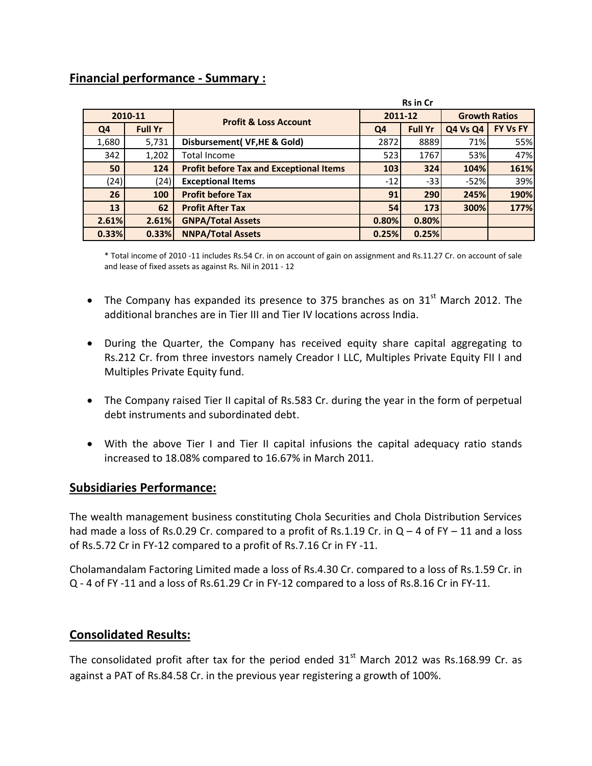## Financial performance - Summary :

**Rs in Cr**

| 2010-11 | | Profit & Loss Account | 2011-12 | | Growth Ratios | |
|---|---|---|---|---|---|---|
| **Q4** | **Full Yr** | | **Q4** | **Full Yr** | **Q4 Vs Q4** | **FY Vs FY** |
| 1,680 | 5,731 | **Disbursement( VF,HE & Gold)** | 2872 | 8889 | 71% | 55% |
| 342 | 1,202 | Total Income | 523 | 1767 | 53% | 47% |
| **50** | **124** | **Profit before Tax and Exceptional Items** | **103** | **324** | **104%** | **161%** |
| (24) | (24) | **Exceptional Items** | -12 | -33 | -52% | 39% |
| **26** | **100** | **Profit before Tax** | **91** | **290** | **245%** | **190%** |
| **13** | **62** | **Profit After Tax** | **54** | **173** | **300%** | **177%** |
| **2.61%** | **2.61%** | **GNPA/Total Assets** | **0.80%** | **0.80%** | | |
| **0.33%** | **0.33%** | **NNPA/Total Assets** | **0.25%** | **0.25%** | | |

* Total income of 2010 -11 includes Rs.54 Cr. in on account of gain on assignment and Rs.11.27 Cr. on account of sale and lease of fixed assets as against Rs. Nil in 2011 - 12

- The Company has expanded its presence to 375 branches as on 31st March 2012. The additional branches are in Tier III and Tier IV locations across India.
- During the Quarter, the Company has received equity share capital aggregating to Rs.212 Cr. from three investors namely Creador I LLC, Multiples Private Equity FII I and Multiples Private Equity fund.
- The Company raised Tier II capital of Rs.583 Cr. during the year in the form of perpetual debt instruments and subordinated debt.
- With the above Tier I and Tier II capital infusions the capital adequacy ratio stands increased to 18.08% compared to 16.67% in March 2011.

## Subsidiaries Performance:

The wealth management business constituting Chola Securities and Chola Distribution Services had made a loss of Rs.0.29 Cr. compared to a profit of Rs.1.19 Cr. in Q – 4 of FY – 11 and a loss of Rs.5.72 Cr in FY-12 compared to a profit of Rs.7.16 Cr in FY -11.

Cholamandalam Factoring Limited made a loss of Rs.4.30 Cr. compared to a loss of Rs.1.59 Cr. in Q - 4 of FY -11 and a loss of Rs.61.29 Cr in FY-12 compared to a loss of Rs.8.16 Cr in FY-11.

## Consolidated Results:

The consolidated profit after tax for the period ended 31st March 2012 was Rs.168.99 Cr. as against a PAT of Rs.84.58 Cr. in the previous year registering a growth of 100%.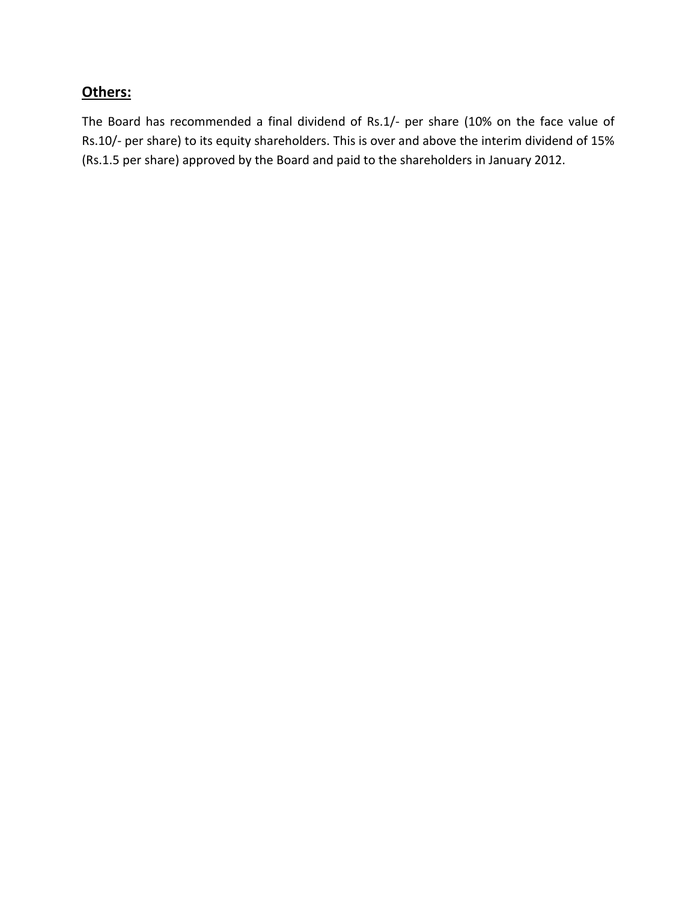## **Others:**

The Board has recommended a final dividend of Rs.1/- per share (10% on the face value of Rs.10/- per share) to its equity shareholders. This is over and above the interim dividend of 15% (Rs.1.5 per share) approved by the Board and paid to the shareholders in January 2012.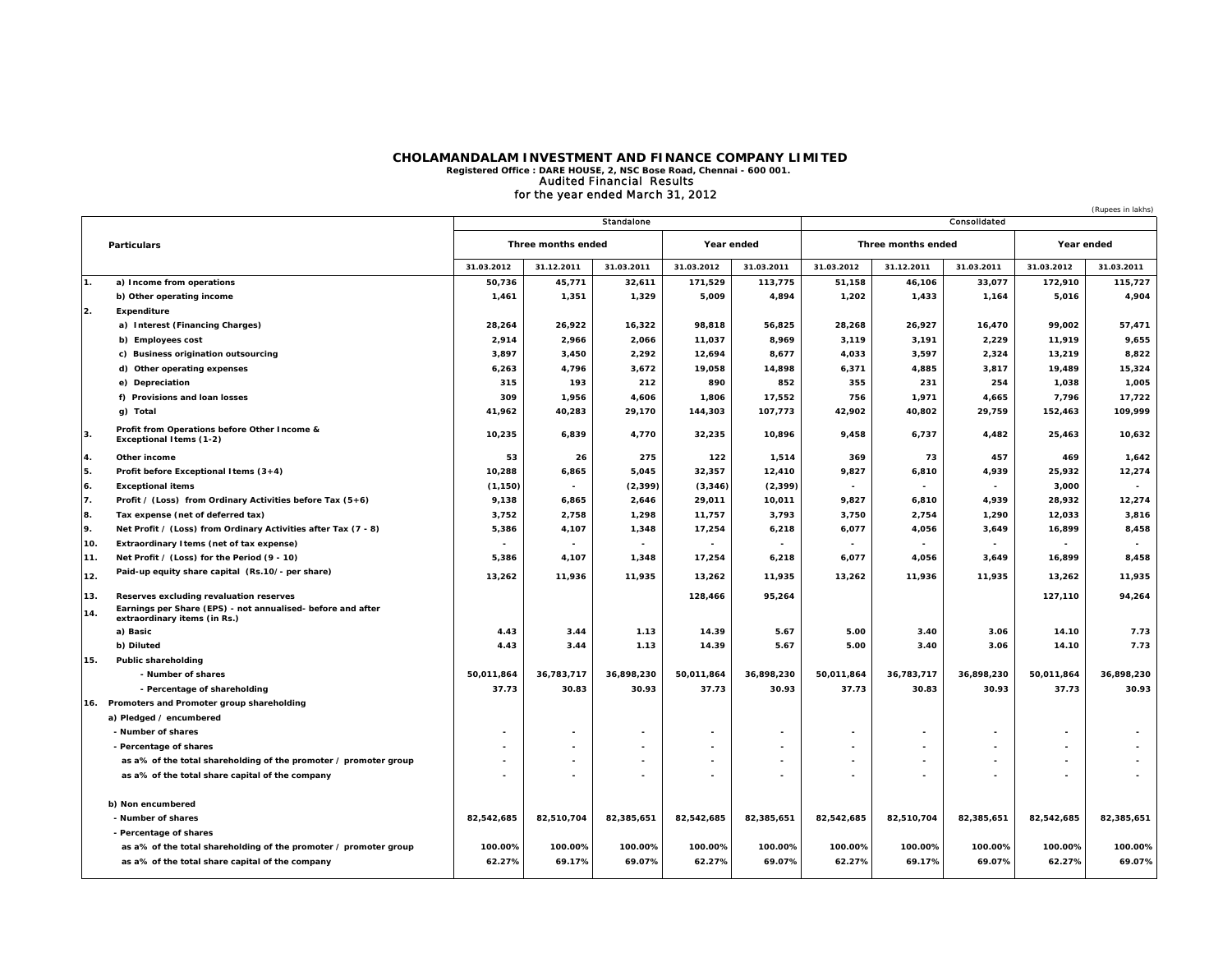# CHOLAMANDALAM INVESTMENT AND FINANCE COMPANY LIMITED

**Registered Office : DARE HOUSE, 2, NSC Bose Road, Chennai - 600 001.**

Audited Financial Results

for the year ended March 31, 2012

(Rupees in lakhs)

| | Particulars | Standalone | | | | | Consolidated | | | | |
|---|---|---|---|---|---|---|---|---|---|---|---|
| | | Three months ended | | | Year ended | | Three months ended | | | Year ended | |
| | | 31.03.2012 | 31.12.2011 | 31.03.2011 | 31.03.2012 | 31.03.2011 | 31.03.2012 | 31.12.2011 | 31.03.2011 | 31.03.2012 | 31.03.2011 |
| 1. | a) Income from operations | 50,736 | 45,771 | 32,611 | 171,529 | 113,775 | 51,158 | 46,106 | 33,077 | 172,910 | 115,727 |
| | b) Other operating income | 1,461 | 1,351 | 1,329 | 5,009 | 4,894 | 1,202 | 1,433 | 1,164 | 5,016 | 4,904 |
| 2. | Expenditure | | | | | | | | | | |
| | a) Interest (Financing Charges) | 28,264 | 26,922 | 16,322 | 98,818 | 56,825 | 28,268 | 26,927 | 16,470 | 99,002 | 57,471 |
| | b) Employees cost | 2,914 | 2,966 | 2,066 | 11,037 | 8,969 | 3,119 | 3,191 | 2,229 | 11,919 | 9,655 |
| | c) Business origination outsourcing | 3,897 | 3,450 | 2,292 | 12,694 | 8,677 | 4,033 | 3,597 | 2,324 | 13,219 | 8,822 |
| | d) Other operating expenses | 6,263 | 4,796 | 3,672 | 19,058 | 14,898 | 6,371 | 4,885 | 3,817 | 19,489 | 15,324 |
| | e) Depreciation | 315 | 193 | 212 | 890 | 852 | 355 | 231 | 254 | 1,038 | 1,005 |
| | f) Provisions and loan losses | 309 | 1,956 | 4,606 | 1,806 | 17,552 | 756 | 1,971 | 4,665 | 7,796 | 17,722 |
| | g) Total | 41,962 | 40,283 | 29,170 | 144,303 | 107,773 | 42,902 | 40,802 | 29,759 | 152,463 | 109,999 |
| 3. | Profit from Operations before Other Income & Exceptional Items (1-2) | 10,235 | 6,839 | 4,770 | 32,235 | 10,896 | 9,458 | 6,737 | 4,482 | 25,463 | 10,632 |
| 4. | Other income | 53 | 26 | 275 | 122 | 1,514 | 369 | 73 | 457 | 469 | 1,642 |
| 5. | Profit before Exceptional Items (3+4) | 10,288 | 6,865 | 5,045 | 32,357 | 12,410 | 9,827 | 6,810 | 4,939 | 25,932 | 12,274 |
| 6. | Exceptional items | (1,150) | - | (2,399) | (3,346) | (2,399) | - | - | - | 3,000 | - |
| 7. | Profit / (Loss) from Ordinary Activities before Tax (5+6) | 9,138 | 6,865 | 2,646 | 29,011 | 10,011 | 9,827 | 6,810 | 4,939 | 28,932 | 12,274 |
| 8. | Tax expense (net of deferred tax) | 3,752 | 2,758 | 1,298 | 11,757 | 3,793 | 3,750 | 2,754 | 1,290 | 12,033 | 3,816 |
| 9. | Net Profit / (Loss) from Ordinary Activities after Tax (7 - 8) | 5,386 | 4,107 | 1,348 | 17,254 | 6,218 | 6,077 | 4,056 | 3,649 | 16,899 | 8,458 |
| 10. | Extraordinary Items (net of tax expense) | - | - | - | - | - | - | - | - | - | - |
| 11. | Net Profit / (Loss) for the Period (9 - 10) | 5,386 | 4,107 | 1,348 | 17,254 | 6,218 | 6,077 | 4,056 | 3,649 | 16,899 | 8,458 |
| 12. | Paid-up equity share capital (Rs.10/- per share) | 13,262 | 11,936 | 11,935 | 13,262 | 11,935 | 13,262 | 11,936 | 11,935 | 13,262 | 11,935 |
| 13. | Reserves excluding revaluation reserves | | | | 128,466 | 95,264 | | | | 127,110 | 94,264 |
| 14. | Earnings per Share (EPS) - not annualised- before and after extraordinary items (in Rs.) | | | | | | | | | | |
| | a) Basic | 4.43 | 3.44 | 1.13 | 14.39 | 5.67 | 5.00 | 3.40 | 3.06 | 14.10 | 7.73 |
| | b) Diluted | 4.43 | 3.44 | 1.13 | 14.39 | 5.67 | 5.00 | 3.40 | 3.06 | 14.10 | 7.73 |
| 15. | Public shareholding | | | | | | | | | | |
| | - Number of shares | 50,011,864 | 36,783,717 | 36,898,230 | 50,011,864 | 36,898,230 | 50,011,864 | 36,783,717 | 36,898,230 | 50,011,864 | 36,898,230 |
| | - Percentage of shareholding | 37.73 | 30.83 | 30.93 | 37.73 | 30.93 | 37.73 | 30.83 | 30.93 | 37.73 | 30.93 |
| 16. | Promoters and Promoter group shareholding | | | | | | | | | | |
| | a) Pledged / encumbered | | | | | | | | | | |
| | - Number of shares | - | - | - | - | - | - | - | - | - | - |
| | - Percentage of shares | - | - | - | - | - | - | - | - | - | - |
| | as a% of the total shareholding of the promoter / promoter group | - | - | - | - | - | - | - | - | - | - |
| | as a% of the total share capital of the company | - | - | - | - | - | - | - | - | - | - |
| | b) Non encumbered | | | | | | | | | | |
| | - Number of shares | 82,542,685 | 82,510,704 | 82,385,651 | 82,542,685 | 82,385,651 | 82,542,685 | 82,510,704 | 82,385,651 | 82,542,685 | 82,385,651 |
| | - Percentage of shares | | | | | | | | | | |
| | as a% of the total shareholding of the promoter / promoter group | 100.00% | 100.00% | 100.00% | 100.00% | 100.00% | 100.00% | 100.00% | 100.00% | 100.00% | 100.00% |
| | as a% of the total share capital of the company | 62.27% | 69.17% | 69.07% | 62.27% | 69.07% | 62.27% | 69.17% | 69.07% | 62.27% | 69.07% |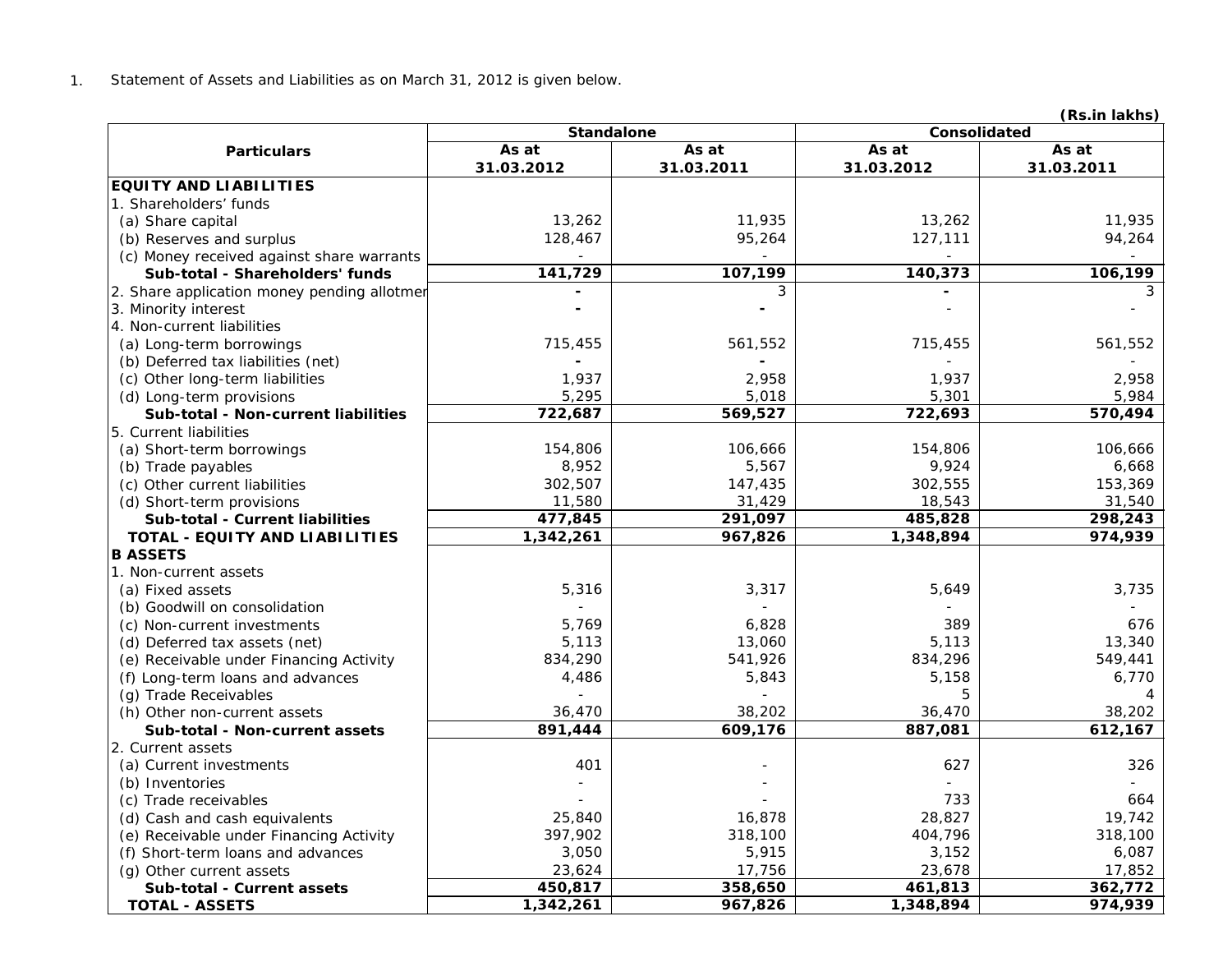1. Statement of Assets and Liabilities as on March 31, 2012 is given below.

**(Rs.in lakhs)**

| Particulars | Standalone | | Consolidated | |
|---|---|---|---|---|
| | As at 31.03.2012 | As at 31.03.2011 | As at 31.03.2012 | As at 31.03.2011 |
| **EQUITY AND LIABILITIES** | | | | |
| 1. Shareholders' funds | | | | |
| (a) Share capital | 13,262 | 11,935 | 13,262 | 11,935 |
| (b) Reserves and surplus | 128,467 | 95,264 | 127,111 | 94,264 |
| (c) Money received against share warrants | - | - | - | - |
| **Sub-total - Shareholders' funds** | **141,729** | **107,199** | **140,373** | **106,199** |
| 2. Share application money pending allotmer | - | 3 | - | 3 |
| 3. Minority interest | - | - | - | - |
| 4. Non-current liabilities | | | | |
| (a) Long-term borrowings | 715,455 | 561,552 | 715,455 | 561,552 |
| (b) Deferred tax liabilities (net) | - | - | - | - |
| (c) Other long-term liabilities | 1,937 | 2,958 | 1,937 | 2,958 |
| (d) Long-term provisions | 5,295 | 5,018 | 5,301 | 5,984 |
| **Sub-total - Non-current liabilities** | **722,687** | **569,527** | **722,693** | **570,494** |
| 5. Current liabilities | | | | |
| (a) Short-term borrowings | 154,806 | 106,666 | 154,806 | 106,666 |
| (b) Trade payables | 8,952 | 5,567 | 9,924 | 6,668 |
| (c) Other current liabilities | 302,507 | 147,435 | 302,555 | 153,369 |
| (d) Short-term provisions | 11,580 | 31,429 | 18,543 | 31,540 |
| **Sub-total - Current liabilities** | **477,845** | **291,097** | **485,828** | **298,243** |
| **TOTAL - EQUITY AND LIABILITIES** | **1,342,261** | **967,826** | **1,348,894** | **974,939** |
| **B ASSETS** | | | | |
| 1. Non-current assets | | | | |
| (a) Fixed assets | 5,316 | 3,317 | 5,649 | 3,735 |
| (b) Goodwill on consolidation | - | - | - | - |
| (c) Non-current investments | 5,769 | 6,828 | 389 | 676 |
| (d) Deferred tax assets (net) | 5,113 | 13,060 | 5,113 | 13,340 |
| (e) Receivable under Financing Activity | 834,290 | 541,926 | 834,296 | 549,441 |
| (f) Long-term loans and advances | 4,486 | 5,843 | 5,158 | 6,770 |
| (g) Trade Receivables | - | - | 5 | 4 |
| (h) Other non-current assets | 36,470 | 38,202 | 36,470 | 38,202 |
| **Sub-total - Non-current assets** | **891,444** | **609,176** | **887,081** | **612,167** |
| 2. Current assets | | | | |
| (a) Current investments | 401 | - | 627 | 326 |
| (b) Inventories | - | - | - | - |
| (c) Trade receivables | - | - | 733 | 664 |
| (d) Cash and cash equivalents | 25,840 | 16,878 | 28,827 | 19,742 |
| (e) Receivable under Financing Activity | 397,902 | 318,100 | 404,796 | 318,100 |
| (f) Short-term loans and advances | 3,050 | 5,915 | 3,152 | 6,087 |
| (g) Other current assets | 23,624 | 17,756 | 23,678 | 17,852 |
| **Sub-total - Current assets** | **450,817** | **358,650** | **461,813** | **362,772** |
| **TOTAL - ASSETS** | **1,342,261** | **967,826** | **1,348,894** | **974,939** |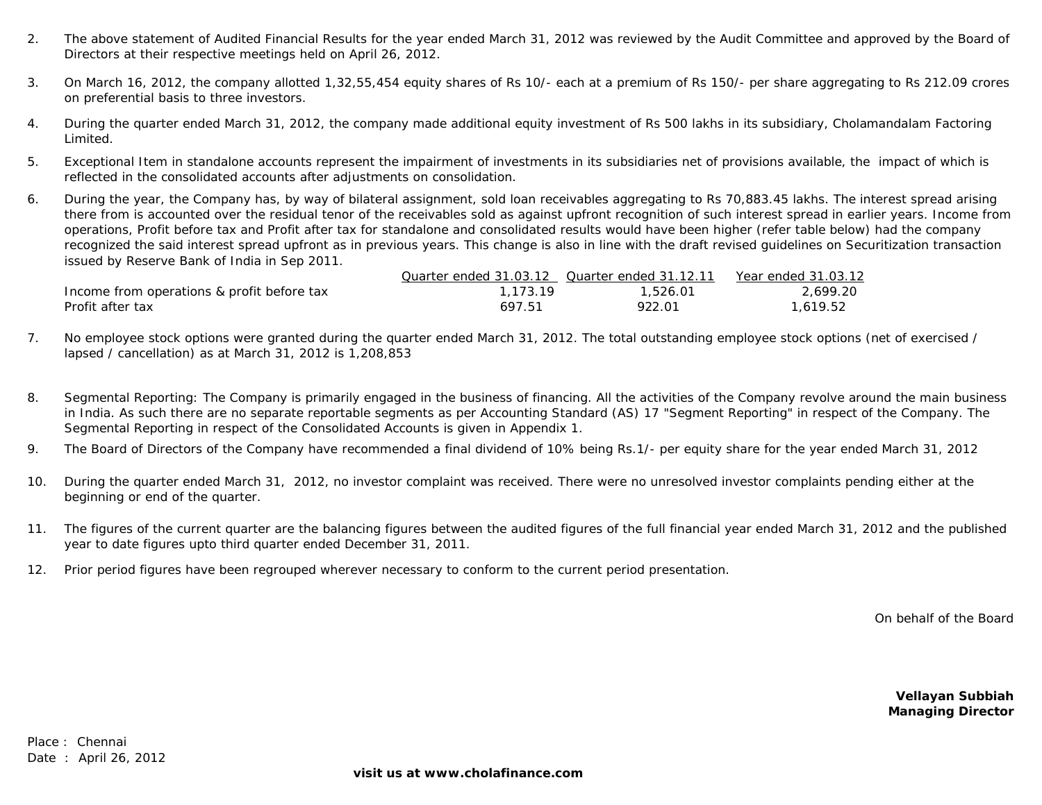2. The above statement of Audited Financial Results for the year ended March 31, 2012 was reviewed by the Audit Committee and approved by the Board of Directors at their respective meetings held on April 26, 2012.

3. On March 16, 2012, the company allotted 1,32,55,454 equity shares of Rs 10/- each at a premium of Rs 150/- per share aggregating to Rs 212.09 crores on preferential basis to three investors.

4. During the quarter ended March 31, 2012, the company made additional equity investment of Rs 500 lakhs in its subsidiary, Cholamandalam Factoring Limited.

5. Exceptional Item in standalone accounts represent the impairment of investments in its subsidiaries net of provisions available, the impact of which is reflected in the consolidated accounts after adjustments on consolidation.

6. During the year, the Company has, by way of bilateral assignment, sold loan receivables aggregating to Rs 70,883.45 lakhs. The interest spread arising there from is accounted over the residual tenor of the receivables sold as against upfront recognition of such interest spread in earlier years. Income from operations, Profit before tax and Profit after tax for standalone and consolidated results would have been higher (refer table below) had the company recognized the said interest spread upfront as in previous years. This change is also in line with the draft revised guidelines on Securitization transaction issued by Reserve Bank of India in Sep 2011.

| | Quarter ended 31.03.12 | Quarter ended 31.12.11 | Year ended 31.03.12 |
|---|---|---|---|
| Income from operations & profit before tax | 1,173.19 | 1,526.01 | 2,699.20 |
| Profit after tax | 697.51 | 922.01 | 1,619.52 |

7. No employee stock options were granted during the quarter ended March 31, 2012. The total outstanding employee stock options (net of exercised / lapsed / cancellation) as at March 31, 2012 is 1,208,853

8. Segmental Reporting: The Company is primarily engaged in the business of financing. All the activities of the Company revolve around the main business in India. As such there are no separate reportable segments as per Accounting Standard (AS) 17 "Segment Reporting" in respect of the Company. The Segmental Reporting in respect of the Consolidated Accounts is given in Appendix 1.

9. The Board of Directors of the Company have recommended a final dividend of 10% being Rs.1/- per equity share for the year ended March 31, 2012

10. During the quarter ended March 31, 2012, no investor complaint was received. There were no unresolved investor complaints pending either at the beginning or end of the quarter.

11. The figures of the current quarter are the balancing figures between the audited figures of the full financial year ended March 31, 2012 and the published year to date figures upto third quarter ended December 31, 2011.

12. Prior period figures have been regrouped wherever necessary to conform to the current period presentation.

On behalf of the Board

**Vellayan Subbiah**
**Managing Director**

Place : Chennai
Date : April 26, 2012

**visit us at www.cholafinance.com**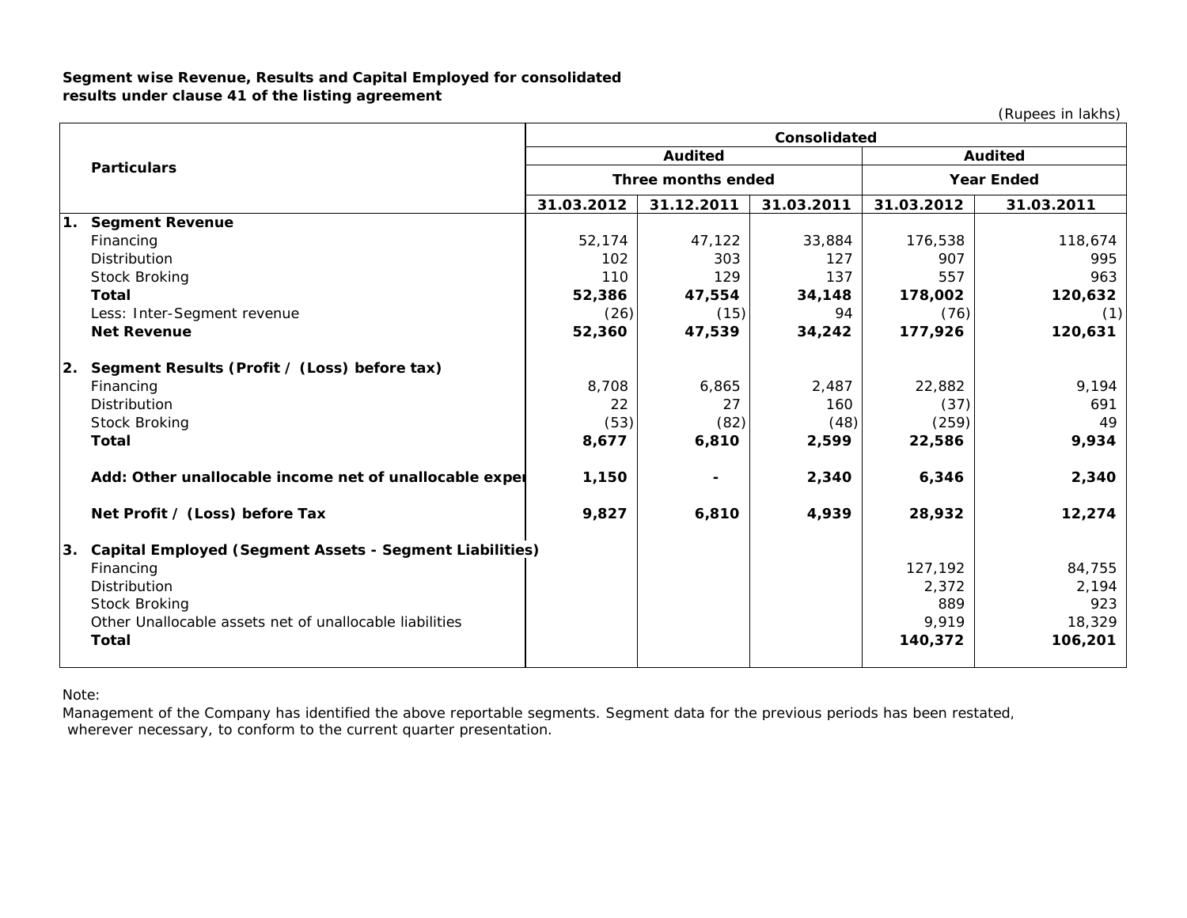**Segment wise Revenue, Results and Capital Employed for consolidated results under clause 41 of the listing agreement**

(Rupees in lakhs)

| Particulars | Consolidated | | | | |
|---|---|---|---|---|---|
| | Audited | | | Audited | |
| | Three months ended | | | Year Ended | |
| | 31.03.2012 | 31.12.2011 | 31.03.2011 | 31.03.2012 | 31.03.2011 |
| **1. Segment Revenue** | | | | | |
| Financing | 52,174 | 47,122 | 33,884 | 176,538 | 118,674 |
| Distribution | 102 | 303 | 127 | 907 | 995 |
| Stock Broking | 110 | 129 | 137 | 557 | 963 |
| **Total** | **52,386** | **47,554** | **34,148** | **178,002** | **120,632** |
| Less: Inter-Segment revenue | (26) | (15) | 94 | (76) | (1) |
| **Net Revenue** | **52,360** | **47,539** | **34,242** | **177,926** | **120,631** |
| **2. Segment Results (Profit / (Loss) before tax)** | | | | | |
| Financing | 8,708 | 6,865 | 2,487 | 22,882 | 9,194 |
| Distribution | 22 | 27 | 160 | (37) | 691 |
| Stock Broking | (53) | (82) | (48) | (259) | 49 |
| **Total** | **8,677** | **6,810** | **2,599** | **22,586** | **9,934** |
| **Add: Other unallocable income net of unallocable exper** | **1,150** | **-** | **2,340** | **6,346** | **2,340** |
| **Net Profit / (Loss) before Tax** | **9,827** | **6,810** | **4,939** | **28,932** | **12,274** |
| **3. Capital Employed (Segment Assets - Segment Liabilities)** | | | | | |
| Financing | | | | 127,192 | 84,755 |
| Distribution | | | | 2,372 | 2,194 |
| Stock Broking | | | | 889 | 923 |
| Other Unallocable assets net of unallocable liabilities | | | | 9,919 | 18,329 |
| **Total** | | | | **140,372** | **106,201** |

Note:

Management of the Company has identified the above reportable segments. Segment data for the previous periods has been restated, wherever necessary, to conform to the current quarter presentation.